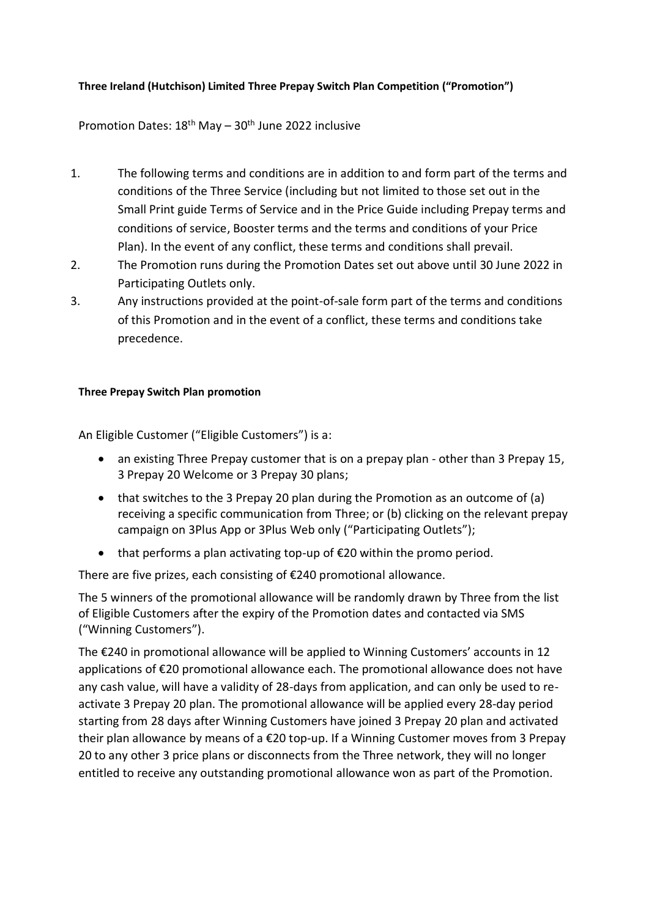**Three Ireland (Hutchison) Limited Three Prepay Switch Plan Competition ("Promotion")**

Promotion Dates: 18th May – 30th June 2022 inclusive

1. The following terms and conditions are in addition to and form part of the terms and conditions of the Three Service (including but not limited to those set out in the Small Print guide Terms of Service and in the Price Guide including Prepay terms and conditions of service, Booster terms and the terms and conditions of your Price Plan). In the event of any conflict, these terms and conditions shall prevail.
2. The Promotion runs during the Promotion Dates set out above until 30 June 2022 in Participating Outlets only.
3. Any instructions provided at the point-of-sale form part of the terms and conditions of this Promotion and in the event of a conflict, these terms and conditions take precedence.

**Three Prepay Switch Plan promotion**

An Eligible Customer ("Eligible Customers") is a:

- an existing Three Prepay customer that is on a prepay plan - other than 3 Prepay 15, 3 Prepay 20 Welcome or 3 Prepay 30 plans;
- that switches to the 3 Prepay 20 plan during the Promotion as an outcome of (a) receiving a specific communication from Three; or (b) clicking on the relevant prepay campaign on 3Plus App or 3Plus Web only ("Participating Outlets");
- that performs a plan activating top-up of €20 within the promo period.

There are five prizes, each consisting of €240 promotional allowance.

The 5 winners of the promotional allowance will be randomly drawn by Three from the list of Eligible Customers after the expiry of the Promotion dates and contacted via SMS ("Winning Customers").

The €240 in promotional allowance will be applied to Winning Customers' accounts in 12 applications of €20 promotional allowance each. The promotional allowance does not have any cash value, will have a validity of 28-days from application, and can only be used to re-activate 3 Prepay 20 plan. The promotional allowance will be applied every 28-day period starting from 28 days after Winning Customers have joined 3 Prepay 20 plan and activated their plan allowance by means of a €20 top-up. If a Winning Customer moves from 3 Prepay 20 to any other 3 price plans or disconnects from the Three network, they will no longer entitled to receive any outstanding promotional allowance won as part of the Promotion.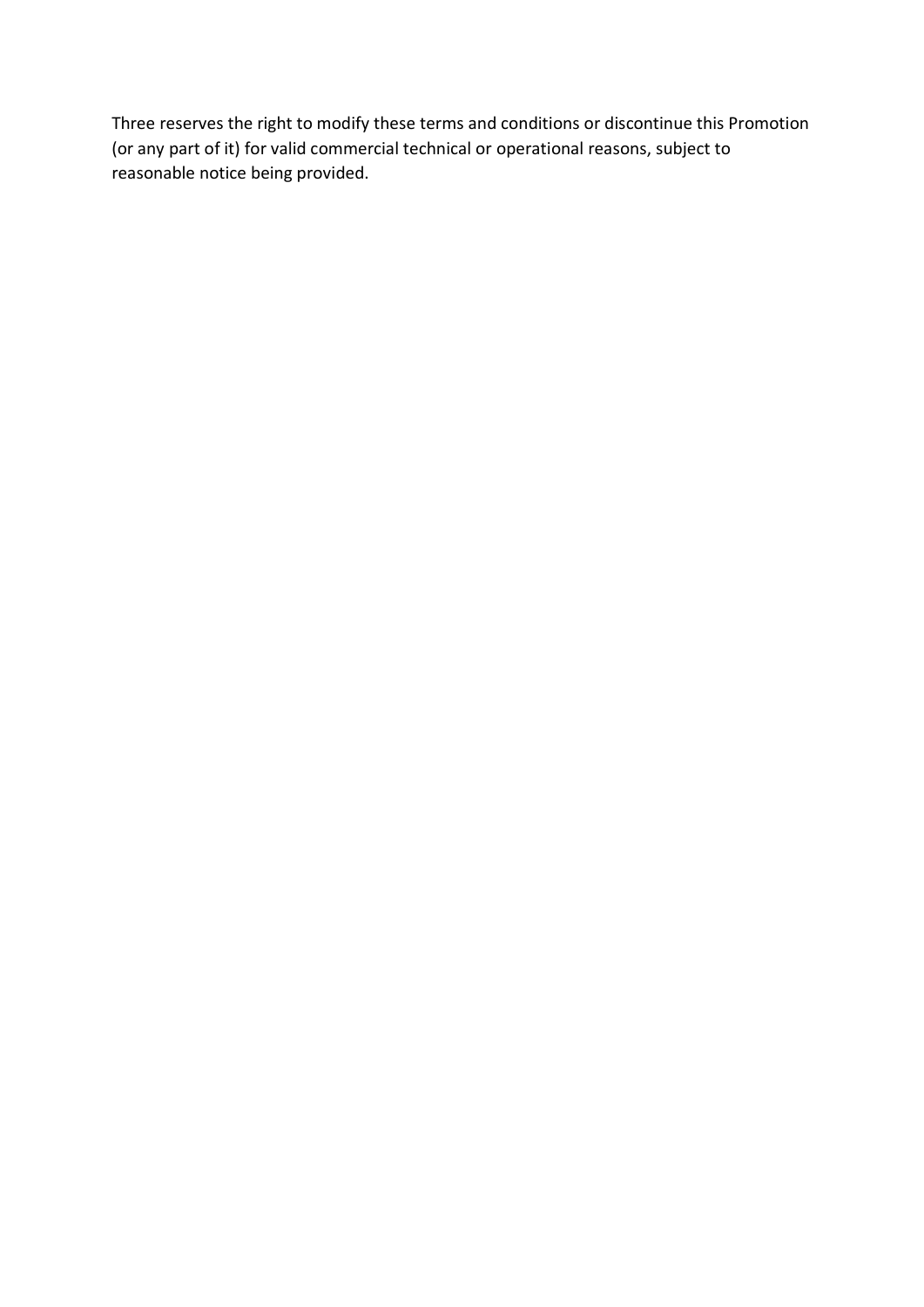Three reserves the right to modify these terms and conditions or discontinue this Promotion (or any part of it) for valid commercial technical or operational reasons, subject to reasonable notice being provided.